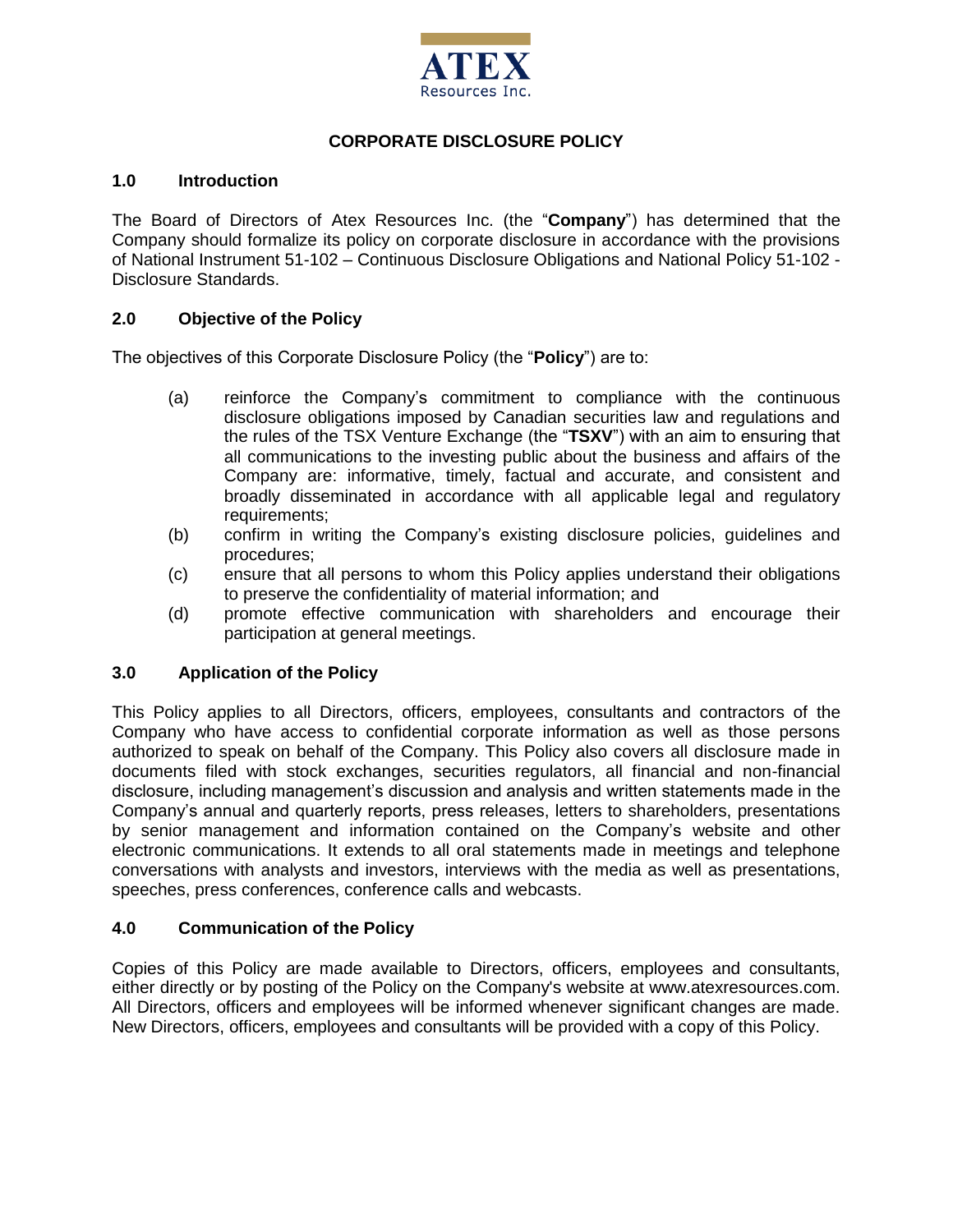ATEX
Resources Inc.

# CORPORATE DISCLOSURE POLICY

## 1.0 Introduction

The Board of Directors of Atex Resources Inc. (the "**Company**") has determined that the Company should formalize its policy on corporate disclosure in accordance with the provisions of National Instrument 51-102 – Continuous Disclosure Obligations and National Policy 51-102 - Disclosure Standards.

## 2.0 Objective of the Policy

The objectives of this Corporate Disclosure Policy (the "**Policy**") are to:

(a) reinforce the Company's commitment to compliance with the continuous disclosure obligations imposed by Canadian securities law and regulations and the rules of the TSX Venture Exchange (the "**TSXV**") with an aim to ensuring that all communications to the investing public about the business and affairs of the Company are: informative, timely, factual and accurate, and consistent and broadly disseminated in accordance with all applicable legal and regulatory requirements;

(b) confirm in writing the Company's existing disclosure policies, guidelines and procedures;

(c) ensure that all persons to whom this Policy applies understand their obligations to preserve the confidentiality of material information; and

(d) promote effective communication with shareholders and encourage their participation at general meetings.

## 3.0 Application of the Policy

This Policy applies to all Directors, officers, employees, consultants and contractors of the Company who have access to confidential corporate information as well as those persons authorized to speak on behalf of the Company. This Policy also covers all disclosure made in documents filed with stock exchanges, securities regulators, all financial and non-financial disclosure, including management's discussion and analysis and written statements made in the Company's annual and quarterly reports, press releases, letters to shareholders, presentations by senior management and information contained on the Company's website and other electronic communications. It extends to all oral statements made in meetings and telephone conversations with analysts and investors, interviews with the media as well as presentations, speeches, press conferences, conference calls and webcasts.

## 4.0 Communication of the Policy

Copies of this Policy are made available to Directors, officers, employees and consultants, either directly or by posting of the Policy on the Company's website at www.atexresources.com. All Directors, officers and employees will be informed whenever significant changes are made. New Directors, officers, employees and consultants will be provided with a copy of this Policy.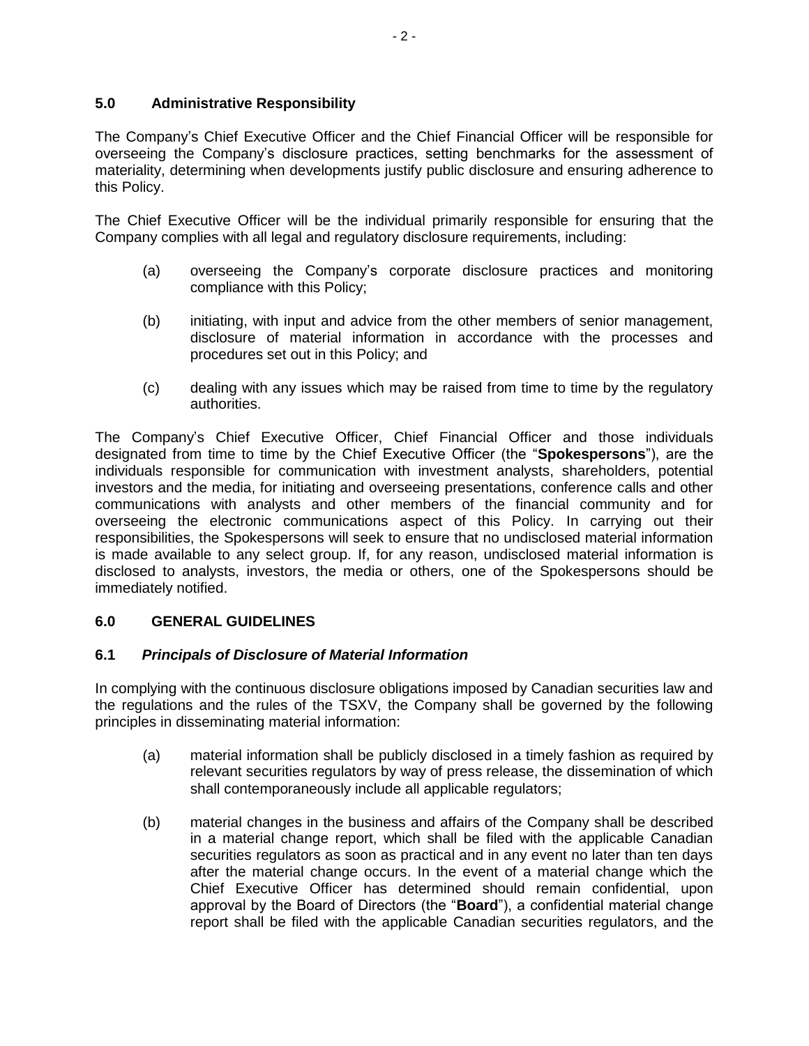## 5.0 Administrative Responsibility

The Company's Chief Executive Officer and the Chief Financial Officer will be responsible for overseeing the Company's disclosure practices, setting benchmarks for the assessment of materiality, determining when developments justify public disclosure and ensuring adherence to this Policy.

The Chief Executive Officer will be the individual primarily responsible for ensuring that the Company complies with all legal and regulatory disclosure requirements, including:

(a) overseeing the Company's corporate disclosure practices and monitoring compliance with this Policy;

(b) initiating, with input and advice from the other members of senior management, disclosure of material information in accordance with the processes and procedures set out in this Policy; and

(c) dealing with any issues which may be raised from time to time by the regulatory authorities.

The Company's Chief Executive Officer, Chief Financial Officer and those individuals designated from time to time by the Chief Executive Officer (the "**Spokespersons**"), are the individuals responsible for communication with investment analysts, shareholders, potential investors and the media, for initiating and overseeing presentations, conference calls and other communications with analysts and other members of the financial community and for overseeing the electronic communications aspect of this Policy. In carrying out their responsibilities, the Spokespersons will seek to ensure that no undisclosed material information is made available to any select group. If, for any reason, undisclosed material information is disclosed to analysts, investors, the media or others, one of the Spokespersons should be immediately notified.

## 6.0 GENERAL GUIDELINES

### 6.1 *Principals of Disclosure of Material Information*

In complying with the continuous disclosure obligations imposed by Canadian securities law and the regulations and the rules of the TSXV, the Company shall be governed by the following principles in disseminating material information:

(a) material information shall be publicly disclosed in a timely fashion as required by relevant securities regulators by way of press release, the dissemination of which shall contemporaneously include all applicable regulators;

(b) material changes in the business and affairs of the Company shall be described in a material change report, which shall be filed with the applicable Canadian securities regulators as soon as practical and in any event no later than ten days after the material change occurs. In the event of a material change which the Chief Executive Officer has determined should remain confidential, upon approval by the Board of Directors (the "**Board**"), a confidential material change report shall be filed with the applicable Canadian securities regulators, and the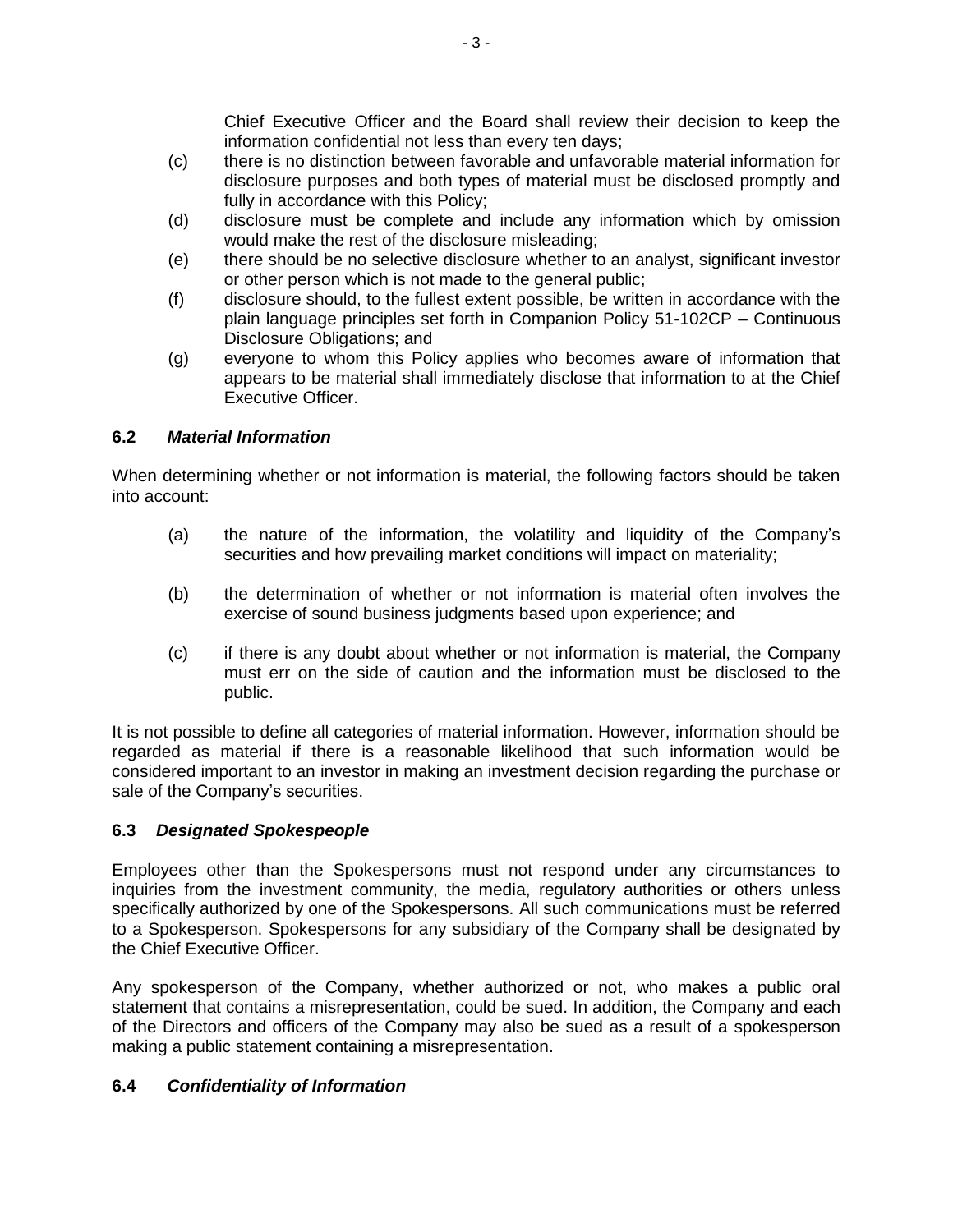Chief Executive Officer and the Board shall review their decision to keep the information confidential not less than every ten days;

(c) there is no distinction between favorable and unfavorable material information for disclosure purposes and both types of material must be disclosed promptly and fully in accordance with this Policy;

(d) disclosure must be complete and include any information which by omission would make the rest of the disclosure misleading;

(e) there should be no selective disclosure whether to an analyst, significant investor or other person which is not made to the general public;

(f) disclosure should, to the fullest extent possible, be written in accordance with the plain language principles set forth in Companion Policy 51-102CP – Continuous Disclosure Obligations; and

(g) everyone to whom this Policy applies who becomes aware of information that appears to be material shall immediately disclose that information to at the Chief Executive Officer.

### 6.2 *Material Information*

When determining whether or not information is material, the following factors should be taken into account:

(a) the nature of the information, the volatility and liquidity of the Company's securities and how prevailing market conditions will impact on materiality;

(b) the determination of whether or not information is material often involves the exercise of sound business judgments based upon experience; and

(c) if there is any doubt about whether or not information is material, the Company must err on the side of caution and the information must be disclosed to the public.

It is not possible to define all categories of material information. However, information should be regarded as material if there is a reasonable likelihood that such information would be considered important to an investor in making an investment decision regarding the purchase or sale of the Company's securities.

### 6.3 *Designated Spokespeople*

Employees other than the Spokespersons must not respond under any circumstances to inquiries from the investment community, the media, regulatory authorities or others unless specifically authorized by one of the Spokespersons. All such communications must be referred to a Spokesperson. Spokespersons for any subsidiary of the Company shall be designated by the Chief Executive Officer.

Any spokesperson of the Company, whether authorized or not, who makes a public oral statement that contains a misrepresentation, could be sued. In addition, the Company and each of the Directors and officers of the Company may also be sued as a result of a spokesperson making a public statement containing a misrepresentation.

### 6.4 *Confidentiality of Information*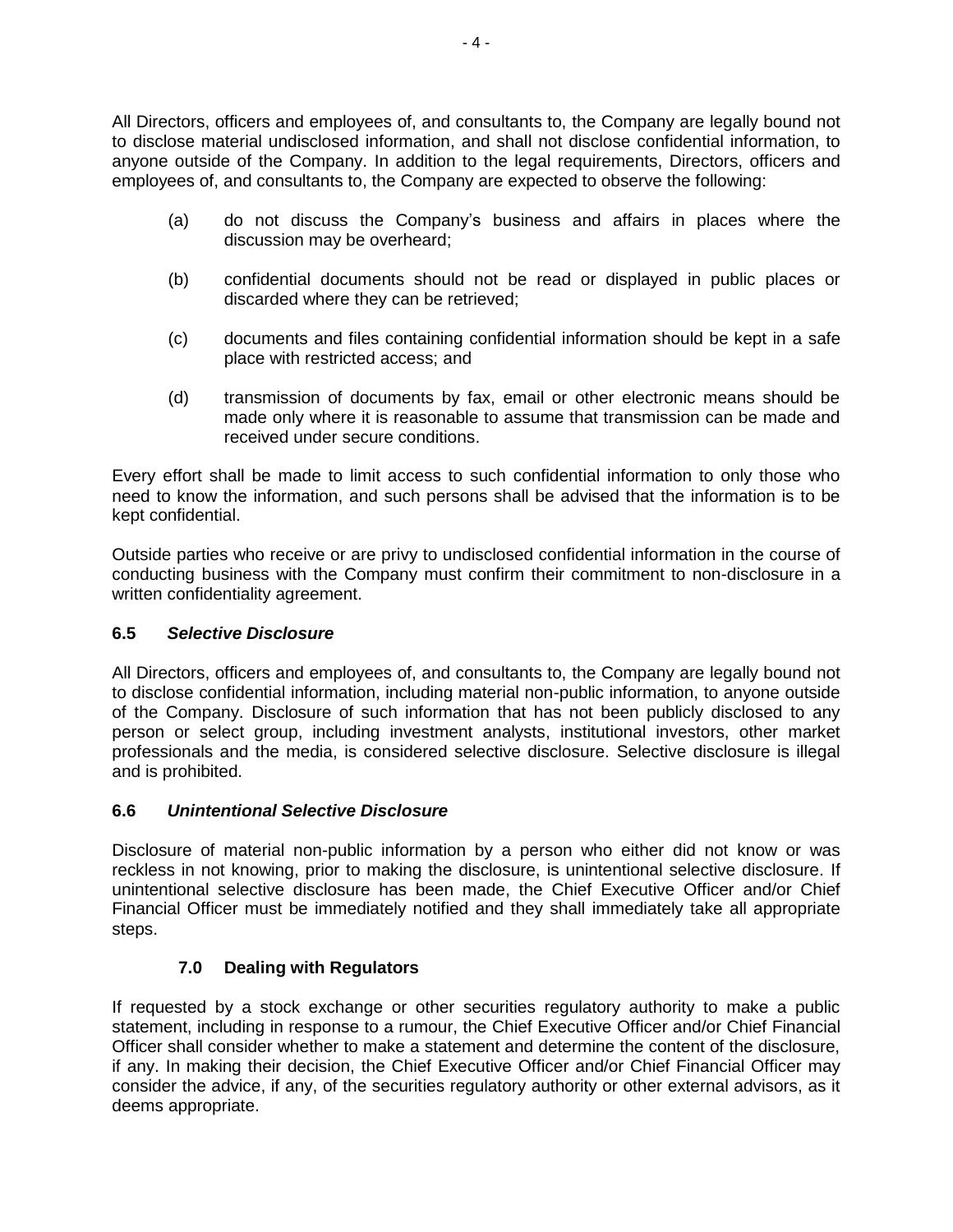All Directors, officers and employees of, and consultants to, the Company are legally bound not to disclose material undisclosed information, and shall not disclose confidential information, to anyone outside of the Company. In addition to the legal requirements, Directors, officers and employees of, and consultants to, the Company are expected to observe the following:

(a) do not discuss the Company's business and affairs in places where the discussion may be overheard;

(b) confidential documents should not be read or displayed in public places or discarded where they can be retrieved;

(c) documents and files containing confidential information should be kept in a safe place with restricted access; and

(d) transmission of documents by fax, email or other electronic means should be made only where it is reasonable to assume that transmission can be made and received under secure conditions.

Every effort shall be made to limit access to such confidential information to only those who need to know the information, and such persons shall be advised that the information is to be kept confidential.

Outside parties who receive or are privy to undisclosed confidential information in the course of conducting business with the Company must confirm their commitment to non-disclosure in a written confidentiality agreement.

### 6.5 *Selective Disclosure*

All Directors, officers and employees of, and consultants to, the Company are legally bound not to disclose confidential information, including material non-public information, to anyone outside of the Company. Disclosure of such information that has not been publicly disclosed to any person or select group, including investment analysts, institutional investors, other market professionals and the media, is considered selective disclosure. Selective disclosure is illegal and is prohibited.

### 6.6 *Unintentional Selective Disclosure*

Disclosure of material non-public information by a person who either did not know or was reckless in not knowing, prior to making the disclosure, is unintentional selective disclosure. If unintentional selective disclosure has been made, the Chief Executive Officer and/or Chief Financial Officer must be immediately notified and they shall immediately take all appropriate steps.

## 7.0 Dealing with Regulators

If requested by a stock exchange or other securities regulatory authority to make a public statement, including in response to a rumour, the Chief Executive Officer and/or Chief Financial Officer shall consider whether to make a statement and determine the content of the disclosure, if any. In making their decision, the Chief Executive Officer and/or Chief Financial Officer may consider the advice, if any, of the securities regulatory authority or other external advisors, as it deems appropriate.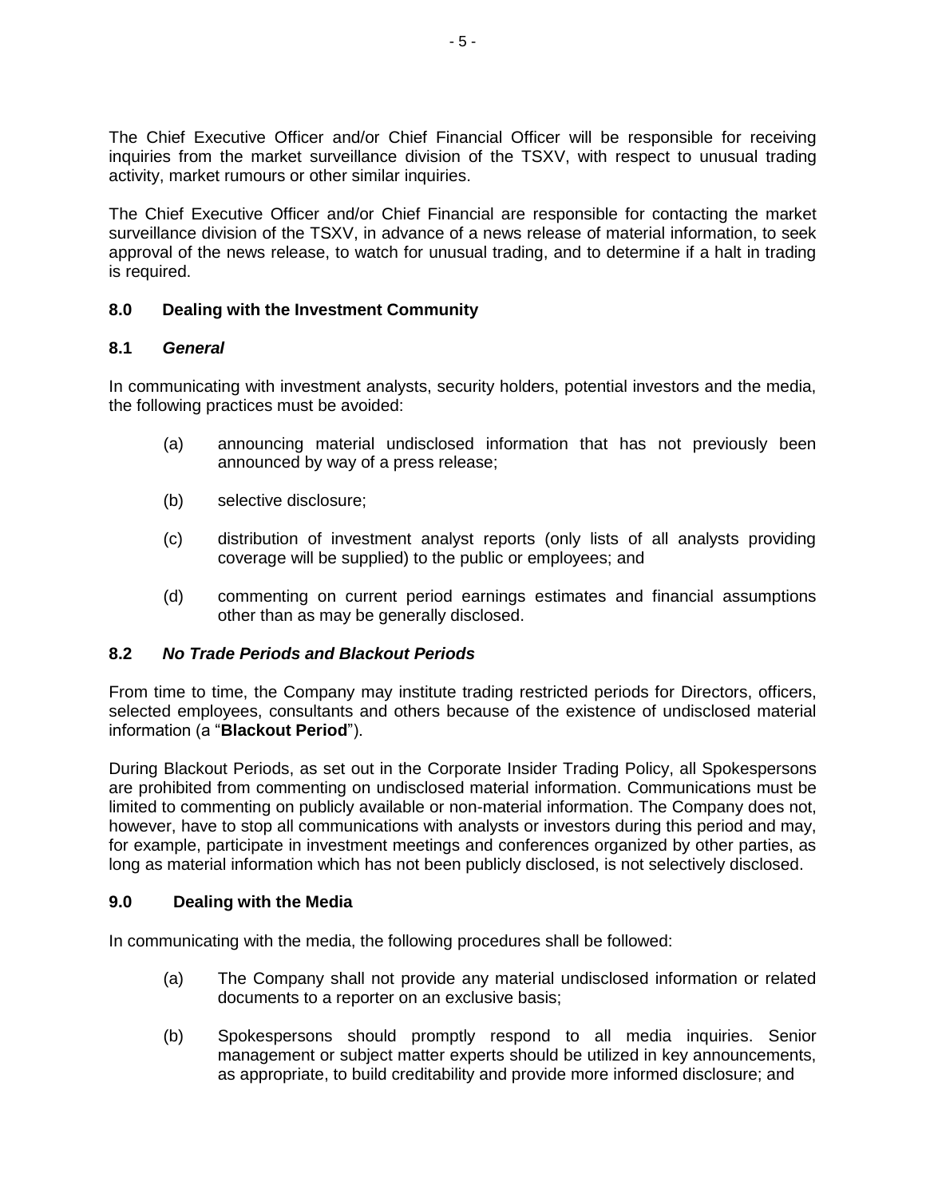The Chief Executive Officer and/or Chief Financial Officer will be responsible for receiving inquiries from the market surveillance division of the TSXV, with respect to unusual trading activity, market rumours or other similar inquiries.

The Chief Executive Officer and/or Chief Financial are responsible for contacting the market surveillance division of the TSXV, in advance of a news release of material information, to seek approval of the news release, to watch for unusual trading, and to determine if a halt in trading is required.

## 8.0 Dealing with the Investment Community

### 8.1 *General*

In communicating with investment analysts, security holders, potential investors and the media, the following practices must be avoided:

(a) announcing material undisclosed information that has not previously been announced by way of a press release;

(b) selective disclosure;

(c) distribution of investment analyst reports (only lists of all analysts providing coverage will be supplied) to the public or employees; and

(d) commenting on current period earnings estimates and financial assumptions other than as may be generally disclosed.

### 8.2 *No Trade Periods and Blackout Periods*

From time to time, the Company may institute trading restricted periods for Directors, officers, selected employees, consultants and others because of the existence of undisclosed material information (a "**Blackout Period**").

During Blackout Periods, as set out in the Corporate Insider Trading Policy, all Spokespersons are prohibited from commenting on undisclosed material information. Communications must be limited to commenting on publicly available or non-material information. The Company does not, however, have to stop all communications with analysts or investors during this period and may, for example, participate in investment meetings and conferences organized by other parties, as long as material information which has not been publicly disclosed, is not selectively disclosed.

## 9.0 Dealing with the Media

In communicating with the media, the following procedures shall be followed:

(a) The Company shall not provide any material undisclosed information or related documents to a reporter on an exclusive basis;

(b) Spokespersons should promptly respond to all media inquiries. Senior management or subject matter experts should be utilized in key announcements, as appropriate, to build creditability and provide more informed disclosure; and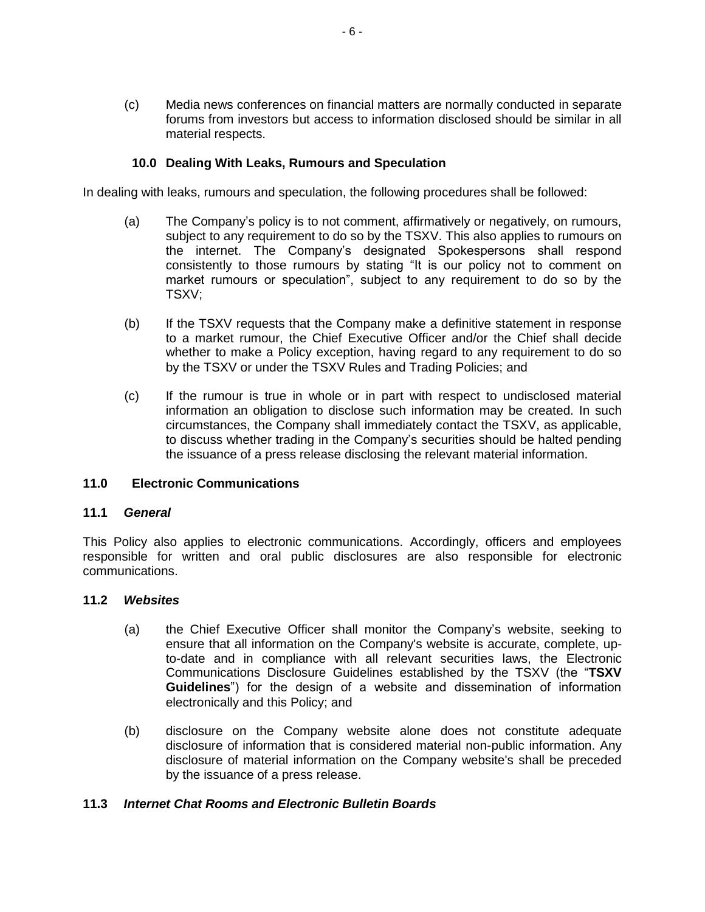(c) Media news conferences on financial matters are normally conducted in separate forums from investors but access to information disclosed should be similar in all material respects.

### 10.0 Dealing With Leaks, Rumours and Speculation

In dealing with leaks, rumours and speculation, the following procedures shall be followed:

(a) The Company's policy is to not comment, affirmatively or negatively, on rumours, subject to any requirement to do so by the TSXV. This also applies to rumours on the internet. The Company's designated Spokespersons shall respond consistently to those rumours by stating "It is our policy not to comment on market rumours or speculation", subject to any requirement to do so by the TSXV;

(b) If the TSXV requests that the Company make a definitive statement in response to a market rumour, the Chief Executive Officer and/or the Chief shall decide whether to make a Policy exception, having regard to any requirement to do so by the TSXV or under the TSXV Rules and Trading Policies; and

(c) If the rumour is true in whole or in part with respect to undisclosed material information an obligation to disclose such information may be created. In such circumstances, the Company shall immediately contact the TSXV, as applicable, to discuss whether trading in the Company's securities should be halted pending the issuance of a press release disclosing the relevant material information.

### 11.0 Electronic Communications

#### 11.1 *General*

This Policy also applies to electronic communications. Accordingly, officers and employees responsible for written and oral public disclosures are also responsible for electronic communications.

#### 11.2 *Websites*

(a) the Chief Executive Officer shall monitor the Company's website, seeking to ensure that all information on the Company's website is accurate, complete, up-to-date and in compliance with all relevant securities laws, the Electronic Communications Disclosure Guidelines established by the TSXV (the "**TSXV Guidelines**") for the design of a website and dissemination of information electronically and this Policy; and

(b) disclosure on the Company website alone does not constitute adequate disclosure of information that is considered material non-public information. Any disclosure of material information on the Company website's shall be preceded by the issuance of a press release.

#### 11.3 *Internet Chat Rooms and Electronic Bulletin Boards*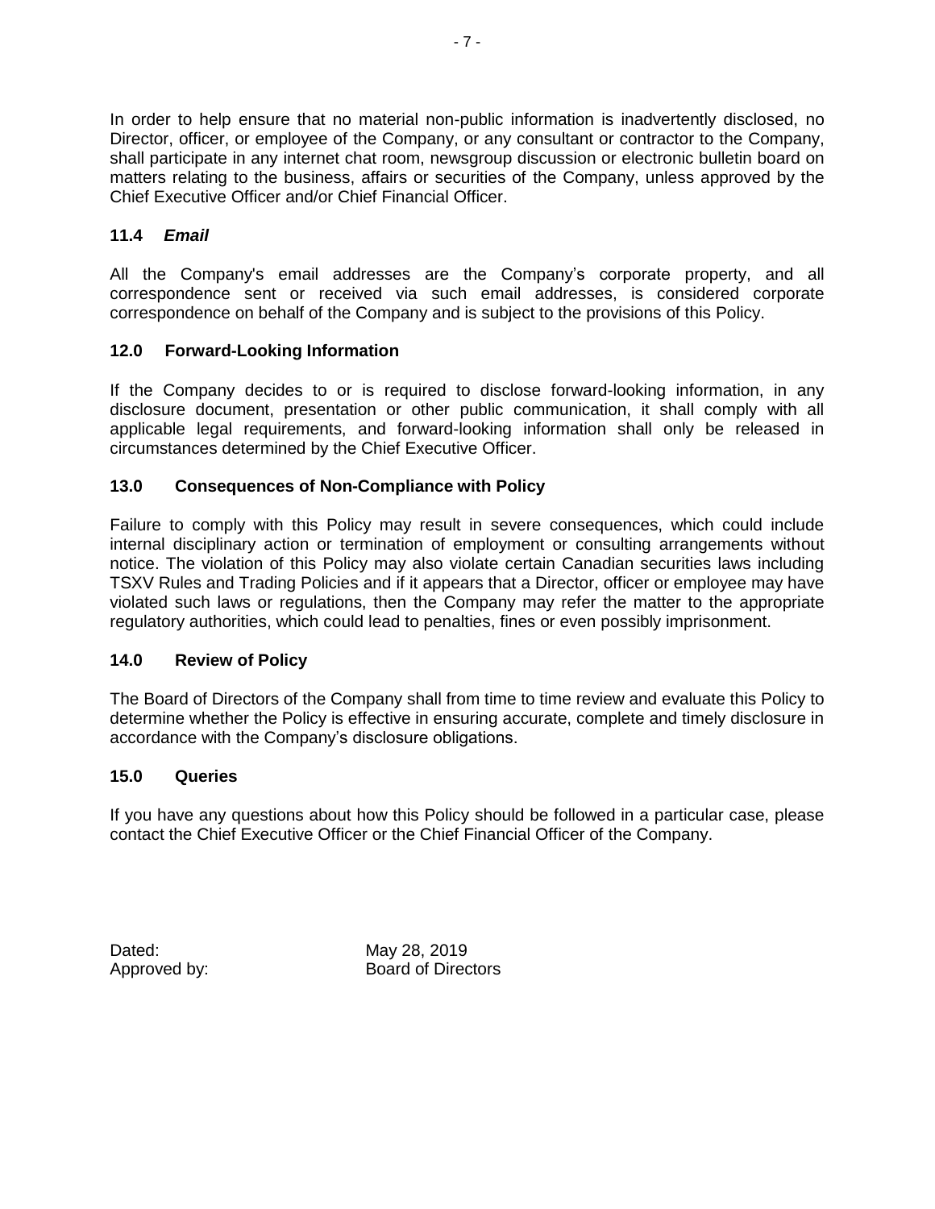In order to help ensure that no material non-public information is inadvertently disclosed, no Director, officer, or employee of the Company, or any consultant or contractor to the Company, shall participate in any internet chat room, newsgroup discussion or electronic bulletin board on matters relating to the business, affairs or securities of the Company, unless approved by the Chief Executive Officer and/or Chief Financial Officer.

### 11.4 *Email*

All the Company's email addresses are the Company's corporate property, and all correspondence sent or received via such email addresses, is considered corporate correspondence on behalf of the Company and is subject to the provisions of this Policy.

## 12.0 Forward-Looking Information

If the Company decides to or is required to disclose forward-looking information, in any disclosure document, presentation or other public communication, it shall comply with all applicable legal requirements, and forward-looking information shall only be released in circumstances determined by the Chief Executive Officer.

## 13.0 Consequences of Non-Compliance with Policy

Failure to comply with this Policy may result in severe consequences, which could include internal disciplinary action or termination of employment or consulting arrangements without notice. The violation of this Policy may also violate certain Canadian securities laws including TSXV Rules and Trading Policies and if it appears that a Director, officer or employee may have violated such laws or regulations, then the Company may refer the matter to the appropriate regulatory authorities, which could lead to penalties, fines or even possibly imprisonment.

## 14.0 Review of Policy

The Board of Directors of the Company shall from time to time review and evaluate this Policy to determine whether the Policy is effective in ensuring accurate, complete and timely disclosure in accordance with the Company's disclosure obligations.

## 15.0 Queries

If you have any questions about how this Policy should be followed in a particular case, please contact the Chief Executive Officer or the Chief Financial Officer of the Company.

| | |
|---|---|
| Dated: | May 28, 2019 |
| Approved by: | Board of Directors |